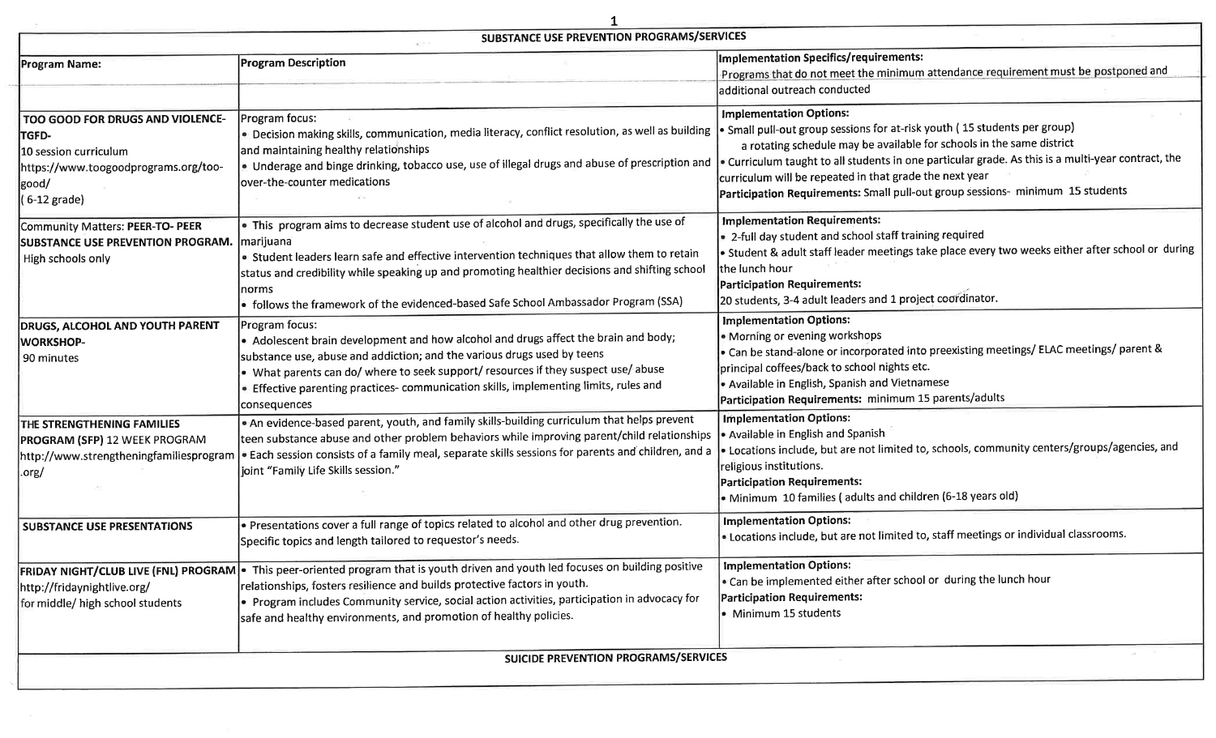| SUBSTANCE USE PREVENTION PROGRAMS/SERVICES | | |
|---|---|---|
| **Program Name:** | **Program Description** | **Implementation Specifics/requirements:** Programs that do not meet the minimum attendance requirement must be postponed and additional outreach conducted |
| **TOO GOOD FOR DRUGS AND VIOLENCE- TGFD-** 10 session curriculum https://www.toogoodprograms.org/too-good/ ( 6-12 grade) | Program focus: • Decision making skills, communication, media literacy, conflict resolution, as well as building and maintaining healthy relationships • Underage and binge drinking, tobacco use, use of illegal drugs and abuse of prescription and over-the-counter medications | **Implementation Options:** • Small pull-out group sessions for at-risk youth ( 15 students per group) a rotating schedule may be available for schools in the same district • Curriculum taught to all students in one particular grade. As this is a multi-year contract, the curriculum will be repeated in that grade the next year **Participation Requirements:** Small pull-out group sessions- minimum 15 students |
| Community Matters: **PEER-TO- PEER SUBSTANCE USE PREVENTION PROGRAM.** High schools only | • This program aims to decrease student use of alcohol and drugs, specifically the use of marijuana • Student leaders learn safe and effective intervention techniques that allow them to retain status and credibility while speaking up and promoting healthier decisions and shifting school norms • follows the framework of the evidenced-based Safe School Ambassador Program (SSA) | **Implementation Requirements:** • 2-full day student and school staff training required • Student & adult staff leader meetings take place every two weeks either after school or during the lunch hour **Participation Requirements:** 20 students, 3-4 adult leaders and 1 project coordinator. |
| **DRUGS, ALCOHOL AND YOUTH PARENT WORKSHOP-** 90 minutes | Program focus: • Adolescent brain development and how alcohol and drugs affect the brain and body; substance use, abuse and addiction; and the various drugs used by teens • What parents can do/ where to seek support/ resources if they suspect use/ abuse • Effective parenting practices- communication skills, implementing limits, rules and consequences | **Implementation Options:** • Morning or evening workshops • Can be stand-alone or incorporated into preexisting meetings/ ELAC meetings/ parent & principal coffees/back to school nights etc. • Available in English, Spanish and Vietnamese **Participation Requirements:** minimum 15 parents/adults |
| **THE STRENGTHENING FAMILIES PROGRAM (SFP)** 12 WEEK PROGRAM http://www.strengtheningfamiliesprogram.org/ | • An evidence-based parent, youth, and family skills-building curriculum that helps prevent teen substance abuse and other problem behaviors while improving parent/child relationships • Each session consists of a family meal, separate skills sessions for parents and children, and a joint "Family Life Skills session." | **Implementation Options:** • Available in English and Spanish • Locations include, but are not limited to, schools, community centers/groups/agencies, and religious institutions. **Participation Requirements:** • Minimum 10 families ( adults and children (6-18 years old) |
| **SUBSTANCE USE PRESENTATIONS** | • Presentations cover a full range of topics related to alcohol and other drug prevention. Specific topics and length tailored to requestor's needs. | **Implementation Options:** • Locations include, but are not limited to, staff meetings or individual classrooms. |
| **FRIDAY NIGHT/CLUB LIVE (FNL) PROGRAM** http://fridaynightlive.org/ for middle/ high school students | • This peer-oriented program that is youth driven and youth led focuses on building positive relationships, fosters resilience and builds protective factors in youth. • Program includes Community service, social action activities, participation in advocacy for safe and healthy environments, and promotion of healthy policies. | **Implementation Options:** • Can be implemented either after school or during the lunch hour **Participation Requirements:** • Minimum 15 students |
| **SUICIDE PREVENTION PROGRAMS/SERVICES** | | |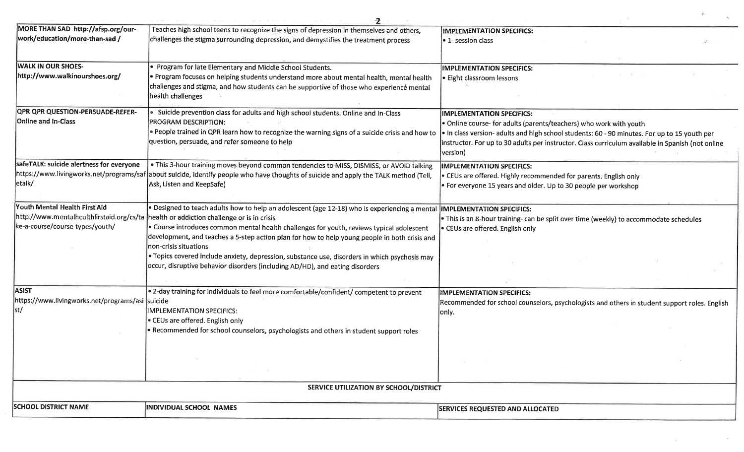| | | |
|---|---|---|
| **MORE THAN SAD http://afsp.org/our-work/education/more-than-sad /** | Teaches high school teens to recognize the signs of depression in themselves and others, challenges the stigma surrounding depression, and demystifies the treatment process | **IMPLEMENTATION SPECIFICS:**<br>• 1- session class |
| **WALK IN OUR SHOES- http://www.walkinourshoes.org/** | • Program for late Elementary and Middle School Students.<br>• Program focuses on helping students understand more about mental health, mental health challenges and stigma, and how students can be supportive of those who experience mental health challenges | **IMPLEMENTATION SPECIFICS:**<br>• Eight classroom lessons |
| **QPR QPR QUESTION-PERSUADE-REFER- Online and In-Class** | • Suicide prevention class for adults and high school students. Online and In-Class<br>PROGRAM DESCRIPTION:<br>• People trained in QPR learn how to recognize the warning signs of a suicide crisis and how to question, persuade, and refer someone to help | **IMPLEMENTATION SPECIFICS:**<br>• Online course- for adults (parents/teachers) who work with youth<br>• In class version- adults and high school students: 60 - 90 minutes. For up to 15 youth per instructor. For up to 30 adults per instructor. Class curriculum available in Spanish (not online version) |
| **safeTALK: suicide alertness for everyone** https://www.livingworks.net/programs/safetalk/ | • This 3-hour training moves beyond common tendencies to MISS, DISMISS, or AVOID talking about suicide, identify people who have thoughts of suicide and apply the TALK method (Tell, Ask, Listen and KeepSafe) | **IMPLEMENTATION SPECIFICS:**<br>• CEUs are offered. Highly recommended for parents. English only<br>• For everyone 15 years and older. Up to 30 people per workshop |
| **Youth Mental Health First Aid** http://www.mentalhealthfirstaid.org/cs/take-a-course/course-types/youth/ | • Designed to teach adults how to help an adolescent (age 12-18) who is experiencing a mental health or addiction challenge or is in crisis<br>• Course introduces common mental health challenges for youth, reviews typical adolescent development, and teaches a 5-step action plan for how to help young people in both crisis and non-crisis situations<br>• Topics covered include anxiety, depression, substance use, disorders in which psychosis may occur, disruptive behavior disorders (including AD/HD), and eating disorders | **IMPLEMENTATION SPECIFICS:**<br>• This is an 8-hour training- can be split over time (weekly) to accommodate schedules<br>• CEUs are offered. English only |
| **ASIST** https://www.livingworks.net/programs/asist/ | • 2-day training for individuals to feel more comfortable/confident/ competent to prevent suicide<br>IMPLEMENTATION SPECIFICS:<br>• CEUs are offered. English only<br>• Recommended for school counselors, psychologists and others in student support roles | **IMPLEMENTATION SPECIFICS:**<br>Recommended for school counselors, psychologists and others in student support roles. English only. |
| **SERVICE UTILIZATION BY SCHOOL/DISTRICT** | | |
| **SCHOOL DISTRICT NAME** | **INDIVIDUAL SCHOOL NAMES** | **SERVICES REQUESTED AND ALLOCATED** |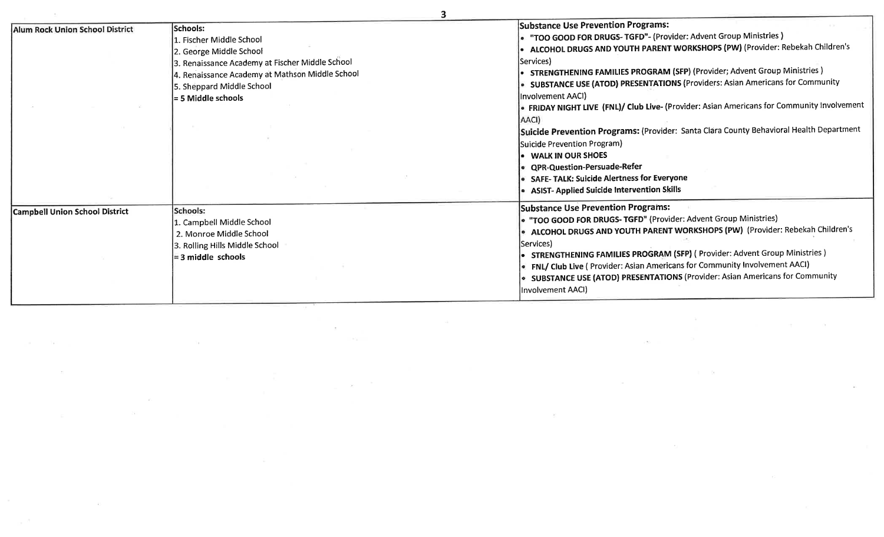| | | |
|---|---|---|
| **Alum Rock Union School District** | **Schools:**<br>1. Fischer Middle School<br>2. George Middle School<br>3. Renaissance Academy at Fischer Middle School<br>4. Renaissance Academy at Mathson Middle School<br>5. Sheppard Middle School<br>**= 5 Middle schools** | **Substance Use Prevention Programs:**<br>• **"TOO GOOD FOR DRUGS- TGFD"**- (Provider: Advent Group Ministries )<br>• **ALCOHOL DRUGS AND YOUTH PARENT WORKSHOPS (PW)** (Provider: Rebekah Children's Services)<br>• **STRENGTHENING FAMILIES PROGRAM (SFP)** (Provider; Advent Group Ministries )<br>• **SUBSTANCE USE (ATOD) PRESENTATIONS** (Providers: Asian Americans for Community Involvement AACI)<br>• **FRIDAY NIGHT LIVE (FNL)/ Club Live**- (Provider: Asian Americans for Community Involvement AACI)<br>**Suicide Prevention Programs:** (Provider: Santa Clara County Behavioral Health Department Suicide Prevention Program)<br>• **WALK IN OUR SHOES**<br>• **QPR-Question-Persuade-Refer**<br>• **SAFE- TALK: Suicide Alertness for Everyone**<br>• **ASIST- Applied Suicide Intervention Skills** |
| **Campbell Union School District** | **Schools:**<br>1. Campbell Middle School<br>2. Monroe Middle School<br>3. Rolling Hills Middle School<br>**= 3 middle schools** | **Substance Use Prevention Programs:**<br>• **"TOO GOOD FOR DRUGS- TGFD"** (Provider: Advent Group Ministries)<br>• **ALCOHOL DRUGS AND YOUTH PARENT WORKSHOPS (PW)** (Provider: Rebekah Children's Services)<br>• **STRENGTHENING FAMILIES PROGRAM (SFP)** ( Provider: Advent Group Ministries )<br>• **FNL/ Club Live** ( Provider: Asian Americans for Community Involvement AACI)<br>• **SUBSTANCE USE (ATOD) PRESENTATIONS** (Provider: Asian Americans for Community Involvement AACI) |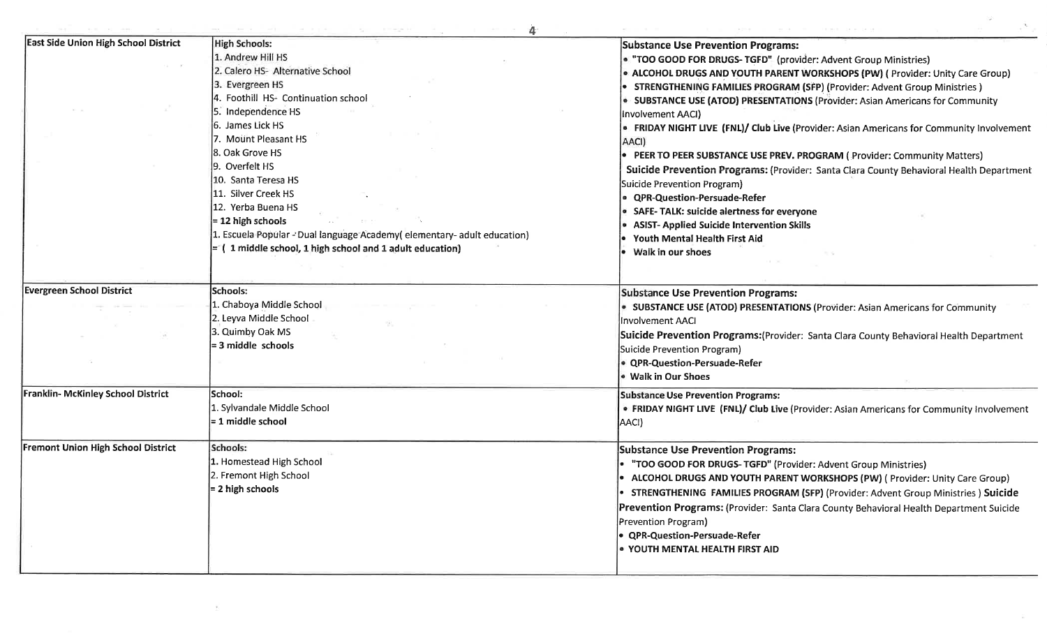| | | |
|---|---|---|
| **East Side Union High School District** | **High Schools:**<br>1. Andrew Hill HS<br>2. Calero HS- Alternative School<br>3. Evergreen HS<br>4. Foothill HS- Continuation school<br>5. Independence HS<br>6. James Lick HS<br>7. Mount Pleasant HS<br>8. Oak Grove HS<br>9. Overfelt HS<br>10. Santa Teresa HS<br>11. Silver Creek HS<br>12. Yerba Buena HS<br>**= 12 high schools**<br>1. Escuela Popular - Dual language Academy( elementary- adult education)<br>**= ( 1 middle school, 1 high school and 1 adult education)** | **Substance Use Prevention Programs:**<br>• **"TOO GOOD FOR DRUGS- TGFD"** (provider: Advent Group Ministries)<br>• **ALCOHOL DRUGS AND YOUTH PARENT WORKSHOPS (PW)** ( Provider: Unity Care Group)<br>• **STRENGTHENING FAMILIES PROGRAM (SFP)** (Provider: Advent Group Ministries )<br>• **SUBSTANCE USE (ATOD) PRESENTATIONS** (Provider: Asian Americans for Community Involvement AACI)<br>• **FRIDAY NIGHT LIVE (FNL)/ Club Live** (Provider: Asian Americans for Community Involvement AACI)<br>• **PEER TO PEER SUBSTANCE USE PREV. PROGRAM** ( Provider: Community Matters)<br>**Suicide Prevention Programs:** (Provider: Santa Clara County Behavioral Health Department Suicide Prevention Program)<br>• **QPR-Question-Persuade-Refer**<br>• **SAFE- TALK: suicide alertness for everyone**<br>• **ASIST- Applied Suicide Intervention Skills**<br>• **Youth Mental Health First Aid**<br>• **Walk in our shoes** |
| **Evergreen School District** | **Schools:**<br>1. Chaboya Middle School<br>2. Leyva Middle School<br>3. Quimby Oak MS<br>**= 3 middle schools** | **Substance Use Prevention Programs:**<br>• **SUBSTANCE USE (ATOD) PRESENTATIONS** (Provider: Asian Americans for Community Involvement AACI<br>**Suicide Prevention Programs:**(Provider: Santa Clara County Behavioral Health Department Suicide Prevention Program)<br>• **QPR-Question-Persuade-Refer**<br>• **Walk in Our Shoes** |
| **Franklin- McKinley School District** | **School:**<br>1. Sylvandale Middle School<br>**= 1 middle school** | **Substance Use Prevention Programs:**<br>• **FRIDAY NIGHT LIVE (FNL)/ Club Live** (Provider: Asian Americans for Community Involvement AACI) |
| **Fremont Union High School District** | **Schools:**<br>1. Homestead High School<br>2. Fremont High School<br>**= 2 high schools** | **Substance Use Prevention Programs:**<br>• **"TOO GOOD FOR DRUGS- TGFD"** (Provider: Advent Group Ministries)<br>• **ALCOHOL DRUGS AND YOUTH PARENT WORKSHOPS (PW)** ( Provider: Unity Care Group)<br>• **STRENGTHENING FAMILIES PROGRAM (SFP)** (Provider: Advent Group Ministries ) **Suicide Prevention Programs:** (Provider: Santa Clara County Behavioral Health Department Suicide Prevention Program)<br>• **QPR-Question-Persuade-Refer**<br>• **YOUTH MENTAL HEALTH FIRST AID** |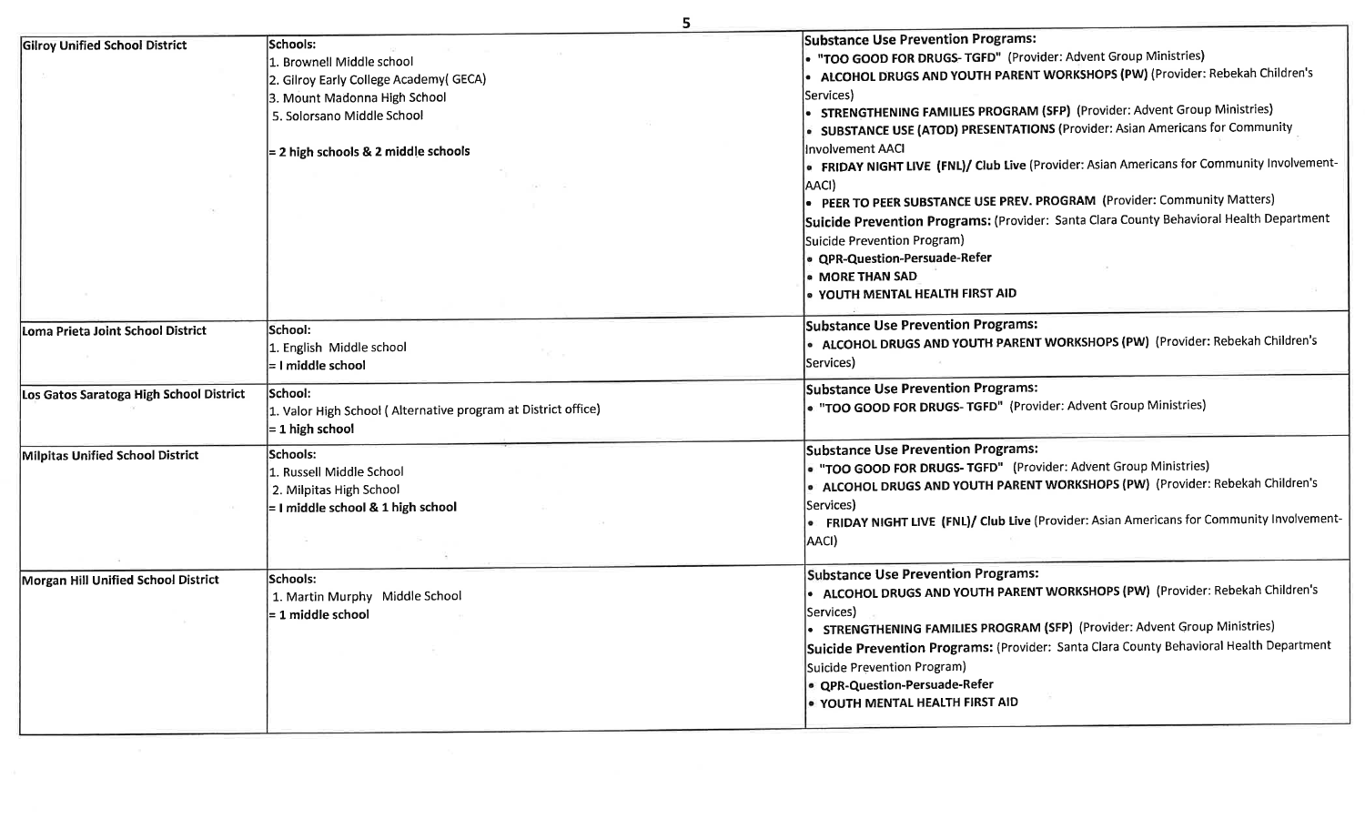| | | |
|---|---|---|
| **Gilroy Unified School District** | **Schools:**<br>1. Brownell Middle school<br>2. Gilroy Early College Academy( GECA)<br>3. Mount Madonna High School<br>5. Solorsano Middle School<br><br>**= 2 high schools & 2 middle schools** | **Substance Use Prevention Programs:**<br>• **"TOO GOOD FOR DRUGS- TGFD"** (Provider: Advent Group Ministries)<br>• **ALCOHOL DRUGS AND YOUTH PARENT WORKSHOPS (PW)** (Provider: Rebekah Children's Services)<br>• **STRENGTHENING FAMILIES PROGRAM (SFP)** (Provider: Advent Group Ministries)<br>• **SUBSTANCE USE (ATOD) PRESENTATIONS** (Provider: Asian Americans for Community Involvement AACI<br>• **FRIDAY NIGHT LIVE (FNL)/ Club Live** (Provider: Asian Americans for Community Involvement-AACI)<br>• **PEER TO PEER SUBSTANCE USE PREV. PROGRAM** (Provider: Community Matters)<br>**Suicide Prevention Programs:** (Provider: Santa Clara County Behavioral Health Department Suicide Prevention Program)<br>• **QPR-Question-Persuade-Refer**<br>• **MORE THAN SAD**<br>• **YOUTH MENTAL HEALTH FIRST AID** |
| **Loma Prieta Joint School District** | **School:**<br>1. English Middle school<br>**= I middle school** | **Substance Use Prevention Programs:**<br>• **ALCOHOL DRUGS AND YOUTH PARENT WORKSHOPS (PW)** (Provider: Rebekah Children's Services) |
| **Los Gatos Saratoga High School District** | **School:**<br>1. Valor High School ( Alternative program at District office)<br>**= 1 high school** | **Substance Use Prevention Programs:**<br>• **"TOO GOOD FOR DRUGS- TGFD"** (Provider: Advent Group Ministries) |
| **Milpitas Unified School District** | **Schools:**<br>1. Russell Middle School<br>2. Milpitas High School<br>**= I middle school & 1 high school** | **Substance Use Prevention Programs:**<br>• **"TOO GOOD FOR DRUGS- TGFD"** (Provider: Advent Group Ministries)<br>• **ALCOHOL DRUGS AND YOUTH PARENT WORKSHOPS (PW)** (Provider: Rebekah Children's Services)<br>• **FRIDAY NIGHT LIVE (FNL)/ Club Live** (Provider: Asian Americans for Community Involvement-AACI) |
| **Morgan Hill Unified School District** | **Schools:**<br>1. Martin Murphy Middle School<br>**= 1 middle school** | **Substance Use Prevention Programs:**<br>• **ALCOHOL DRUGS AND YOUTH PARENT WORKSHOPS (PW)** (Provider: Rebekah Children's Services)<br>• **STRENGTHENING FAMILIES PROGRAM (SFP)** (Provider: Advent Group Ministries)<br>**Suicide Prevention Programs:** (Provider: Santa Clara County Behavioral Health Department Suicide Prevention Program)<br>• **QPR-Question-Persuade-Refer**<br>• **YOUTH MENTAL HEALTH FIRST AID** |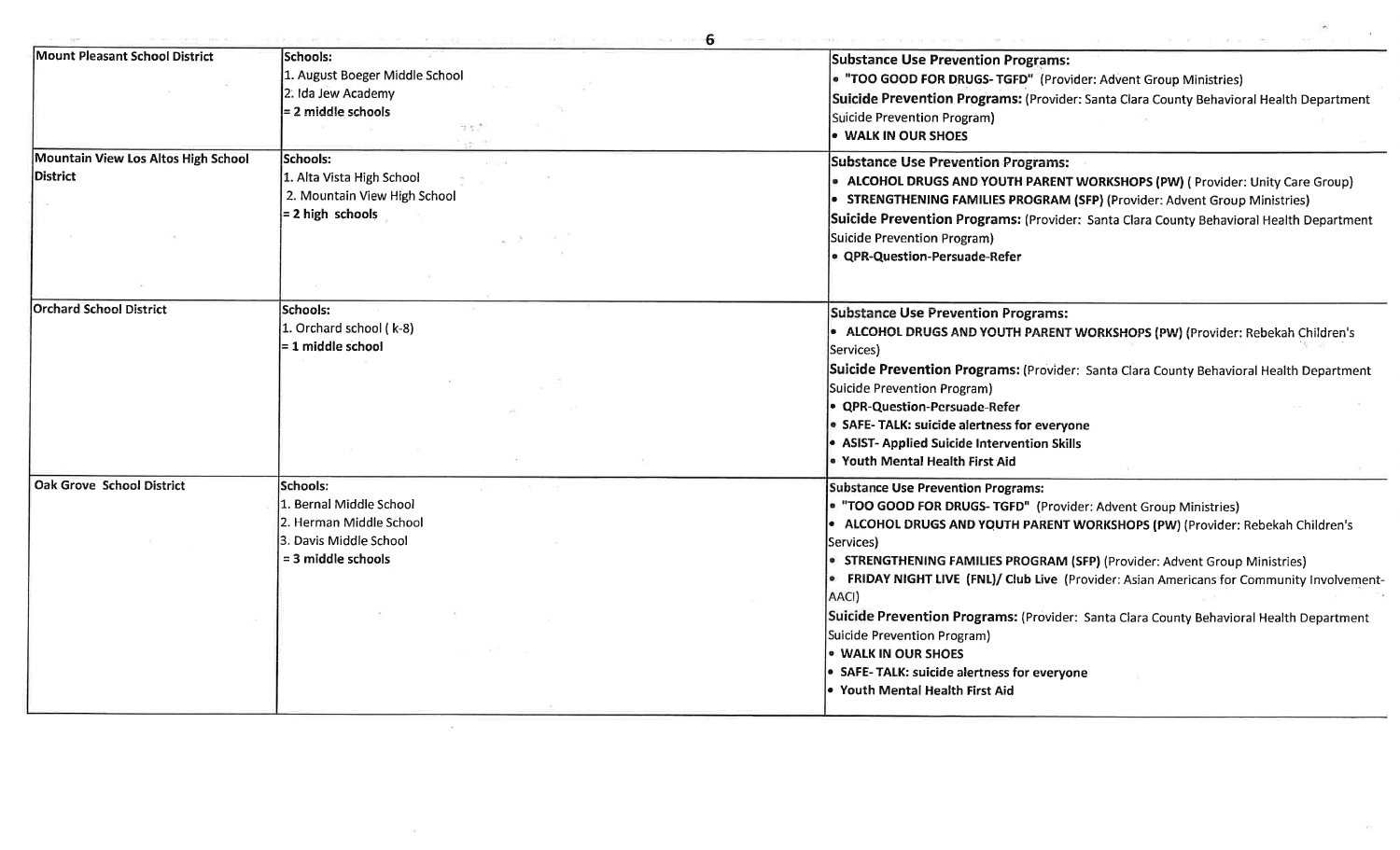| | | |
|---|---|---|
| **Mount Pleasant School District** | **Schools:**<br>1. August Boeger Middle School<br>2. Ida Jew Academy<br>**= 2 middle schools** | **Substance Use Prevention Programs:**<br>• **"TOO GOOD FOR DRUGS- TGFD"** (Provider: Advent Group Ministries)<br>**Suicide Prevention Programs:** (Provider: Santa Clara County Behavioral Health Department Suicide Prevention Program)<br>• **WALK IN OUR SHOES** |
| **Mountain View Los Altos High School District** | **Schools:**<br>1. Alta Vista High School<br>2. Mountain View High School<br>**= 2 high schools** | **Substance Use Prevention Programs:**<br>• **ALCOHOL DRUGS AND YOUTH PARENT WORKSHOPS (PW)** ( Provider: Unity Care Group)<br>• **STRENGTHENING FAMILIES PROGRAM (SFP)** (Provider: Advent Group Ministries)<br>**Suicide Prevention Programs:** (Provider: Santa Clara County Behavioral Health Department Suicide Prevention Program)<br>• **QPR-Question-Persuade-Refer** |
| **Orchard School District** | **Schools:**<br>1. Orchard school ( k-8)<br>**= 1 middle school** | **Substance Use Prevention Programs:**<br>• **ALCOHOL DRUGS AND YOUTH PARENT WORKSHOPS (PW)** (Provider: Rebekah Children's Services)<br>**Suicide Prevention Programs:** (Provider: Santa Clara County Behavioral Health Department Suicide Prevention Program)<br>• **QPR-Question-Persuade-Refer**<br>• **SAFE- TALK: suicide alertness for everyone**<br>• **ASIST- Applied Suicide Intervention Skills**<br>• **Youth Mental Health First Aid** |
| **Oak Grove School District** | **Schools:**<br>1. Bernal Middle School<br>2. Herman Middle School<br>3. Davis Middle School<br>**= 3 middle schools** | **Substance Use Prevention Programs:**<br>• **"TOO GOOD FOR DRUGS- TGFD"** (Provider: Advent Group Ministries)<br>• **ALCOHOL DRUGS AND YOUTH PARENT WORKSHOPS (PW)** (Provider: Rebekah Children's Services)<br>• **STRENGTHENING FAMILIES PROGRAM (SFP)** (Provider: Advent Group Ministries)<br>• **FRIDAY NIGHT LIVE (FNL)/ Club Live** (Provider: Asian Americans for Community Involvement-AACI)<br>**Suicide Prevention Programs:** (Provider: Santa Clara County Behavioral Health Department Suicide Prevention Program)<br>• **WALK IN OUR SHOES**<br>• **SAFE- TALK: suicide alertness for everyone**<br>• **Youth Mental Health First Aid** |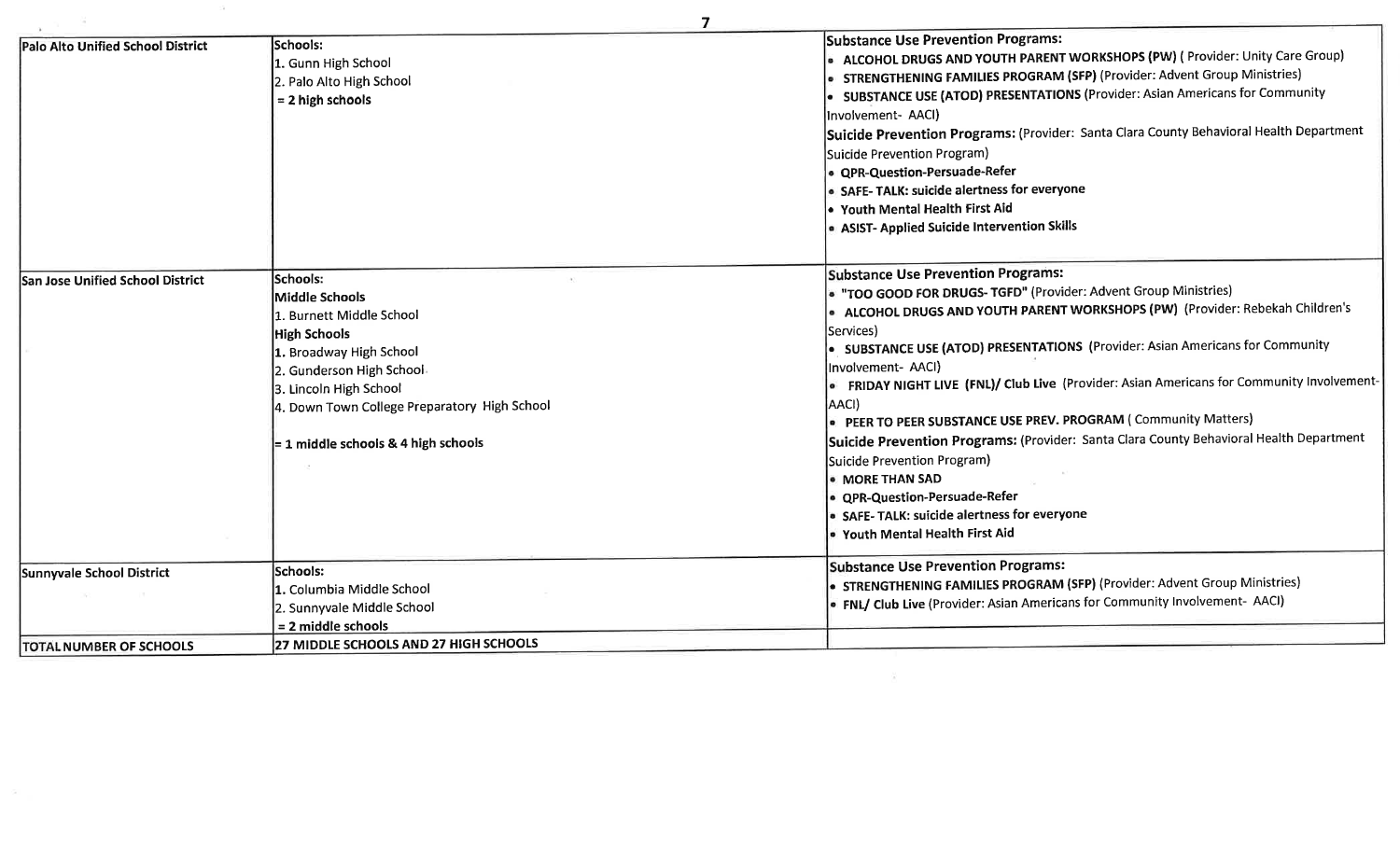| | | |
|---|---|---|
| Palo Alto Unified School District | **Schools:**<br>1. Gunn High School<br>2. Palo Alto High School<br>**= 2 high schools** | **Substance Use Prevention Programs:**<br>• **ALCOHOL DRUGS AND YOUTH PARENT WORKSHOPS (PW)** ( Provider: Unity Care Group)<br>• **STRENGTHENING FAMILIES PROGRAM (SFP)** (Provider: Advent Group Ministries)<br>• **SUBSTANCE USE (ATOD) PRESENTATIONS** (Provider: Asian Americans for Community Involvement- AACI)<br>**Suicide Prevention Programs:** (Provider: Santa Clara County Behavioral Health Department Suicide Prevention Program)<br>• **QPR-Question-Persuade-Refer**<br>• **SAFE- TALK: suicide alertness for everyone**<br>• **Youth Mental Health First Aid**<br>• **ASIST- Applied Suicide Intervention Skills** |
| San Jose Unified School District | **Schools:**<br>**Middle Schools**<br>1. Burnett Middle School<br>**High Schools**<br>1. Broadway High School<br>2. Gunderson High School<br>3. Lincoln High School<br>4. Down Town College Preparatory High School<br><br>**= 1 middle schools & 4 high schools** | **Substance Use Prevention Programs:**<br>• **"TOO GOOD FOR DRUGS- TGFD"** (Provider: Advent Group Ministries)<br>• **ALCOHOL DRUGS AND YOUTH PARENT WORKSHOPS (PW)** (Provider: Rebekah Children's Services)<br>• **SUBSTANCE USE (ATOD) PRESENTATIONS** (Provider: Asian Americans for Community Involvement- AACI)<br>• **FRIDAY NIGHT LIVE (FNL)/ Club Live** (Provider: Asian Americans for Community Involvement- AACI)<br>• **PEER TO PEER SUBSTANCE USE PREV. PROGRAM** ( Community Matters)<br>**Suicide Prevention Programs:** (Provider: Santa Clara County Behavioral Health Department Suicide Prevention Program)<br>• **MORE THAN SAD**<br>• **QPR-Question-Persuade-Refer**<br>• **SAFE- TALK: suicide alertness for everyone**<br>• **Youth Mental Health First Aid** |
| Sunnyvale School District | **Schools:**<br>1. Columbia Middle School<br>2. Sunnyvale Middle School<br>**= 2 middle schools** | **Substance Use Prevention Programs:**<br>• **STRENGTHENING FAMILIES PROGRAM (SFP)** (Provider: Advent Group Ministries)<br>• **FNL/ Club Live** (Provider: Asian Americans for Community Involvement- AACI) |
| **TOTAL NUMBER OF SCHOOLS** | **27 MIDDLE SCHOOLS AND 27 HIGH SCHOOLS** | |